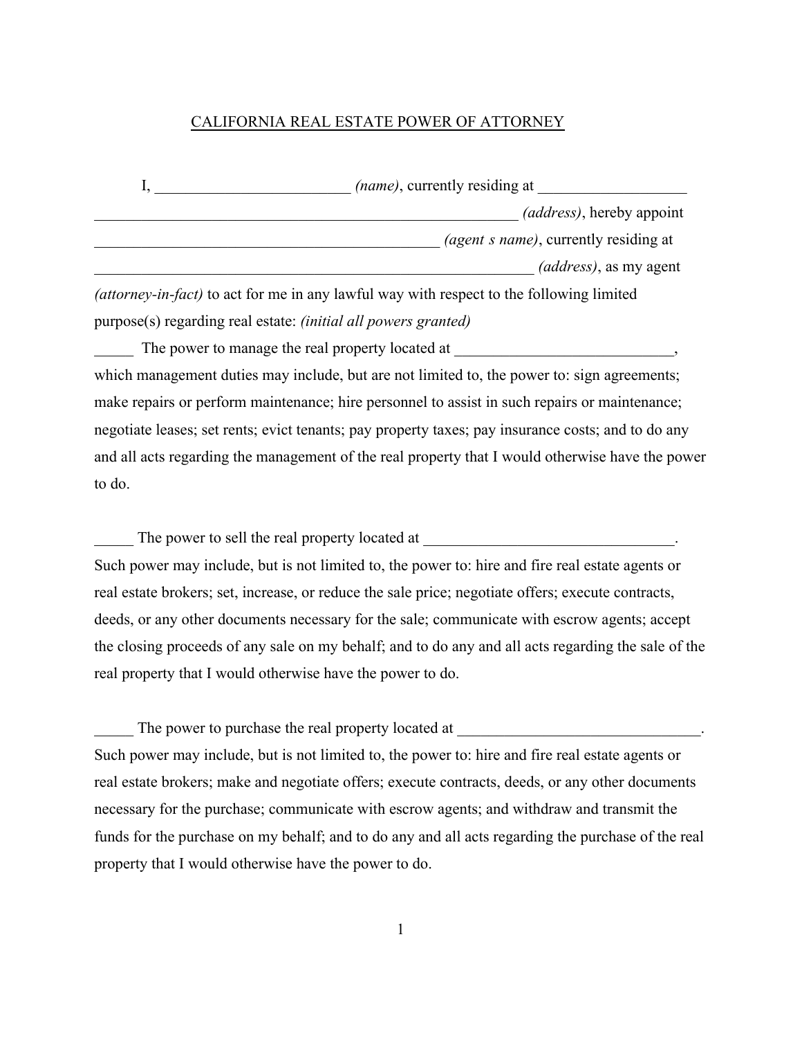# CALIFORNIA REAL ESTATE POWER OF ATTORNEY

I, _________________________ *(name)*, currently residing at ___________________ _________________________________________________________ *(address)*, hereby appoint _____________________________________________ *(agent s name)*, currently residing at __________________________________________________________ *(address)*, as my agent *(attorney-in-fact)* to act for me in any lawful way with respect to the following limited purpose(s) regarding real estate: *(initial all powers granted)*

_____ The power to manage the real property located at ____________________________, which management duties may include, but are not limited to, the power to: sign agreements; make repairs or perform maintenance; hire personnel to assist in such repairs or maintenance; negotiate leases; set rents; evict tenants; pay property taxes; pay insurance costs; and to do any and all acts regarding the management of the real property that I would otherwise have the power to do.

_____ The power to sell the real property located at ________________________________. Such power may include, but is not limited to, the power to: hire and fire real estate agents or real estate brokers; set, increase, or reduce the sale price; negotiate offers; execute contracts, deeds, or any other documents necessary for the sale; communicate with escrow agents; accept the closing proceeds of any sale on my behalf; and to do any and all acts regarding the sale of the real property that I would otherwise have the power to do.

_____ The power to purchase the real property located at _______________________________. Such power may include, but is not limited to, the power to: hire and fire real estate agents or real estate brokers; make and negotiate offers; execute contracts, deeds, or any other documents necessary for the purchase; communicate with escrow agents; and withdraw and transmit the funds for the purchase on my behalf; and to do any and all acts regarding the purchase of the real property that I would otherwise have the power to do.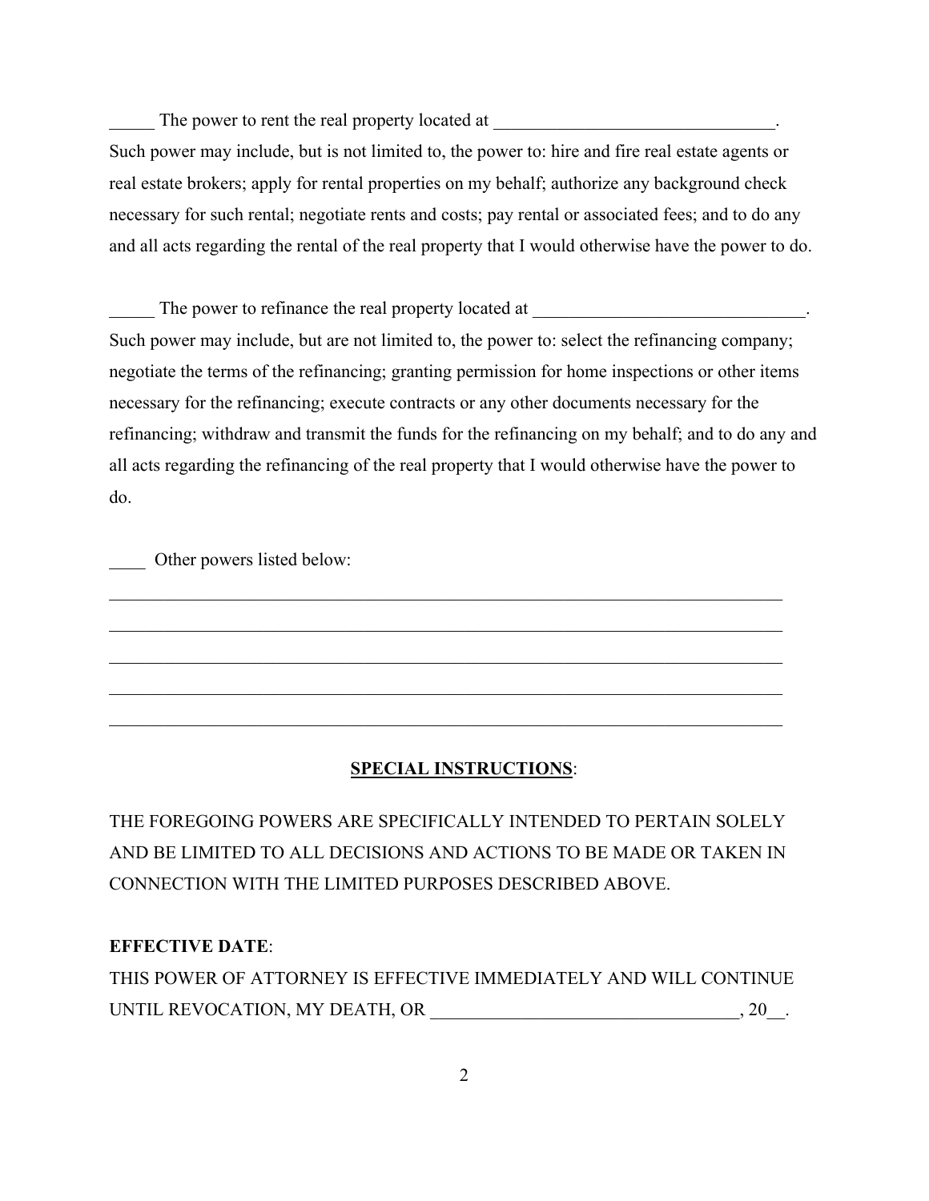_____ The power to rent the real property located at ________________________________. Such power may include, but is not limited to, the power to: hire and fire real estate agents or real estate brokers; apply for rental properties on my behalf; authorize any background check necessary for such rental; negotiate rents and costs; pay rental or associated fees; and to do any and all acts regarding the rental of the real property that I would otherwise have the power to do.

_____ The power to refinance the real property located at ______________________________. Such power may include, but are not limited to, the power to: select the refinancing company; negotiate the terms of the refinancing; granting permission for home inspections or other items necessary for the refinancing; execute contracts or any other documents necessary for the refinancing; withdraw and transmit the funds for the refinancing on my behalf; and to do any and all acts regarding the refinancing of the real property that I would otherwise have the power to do.

____ Other powers listed below:

_____________________________________________________________________________

_____________________________________________________________________________

_____________________________________________________________________________

_____________________________________________________________________________

_____________________________________________________________________________

**SPECIAL INSTRUCTIONS**:

THE FOREGOING POWERS ARE SPECIFICALLY INTENDED TO PERTAIN SOLELY AND BE LIMITED TO ALL DECISIONS AND ACTIONS TO BE MADE OR TAKEN IN CONNECTION WITH THE LIMITED PURPOSES DESCRIBED ABOVE.

**EFFECTIVE DATE**:

THIS POWER OF ATTORNEY IS EFFECTIVE IMMEDIATELY AND WILL CONTINUE UNTIL REVOCATION, MY DEATH, OR _________________________________, 20__.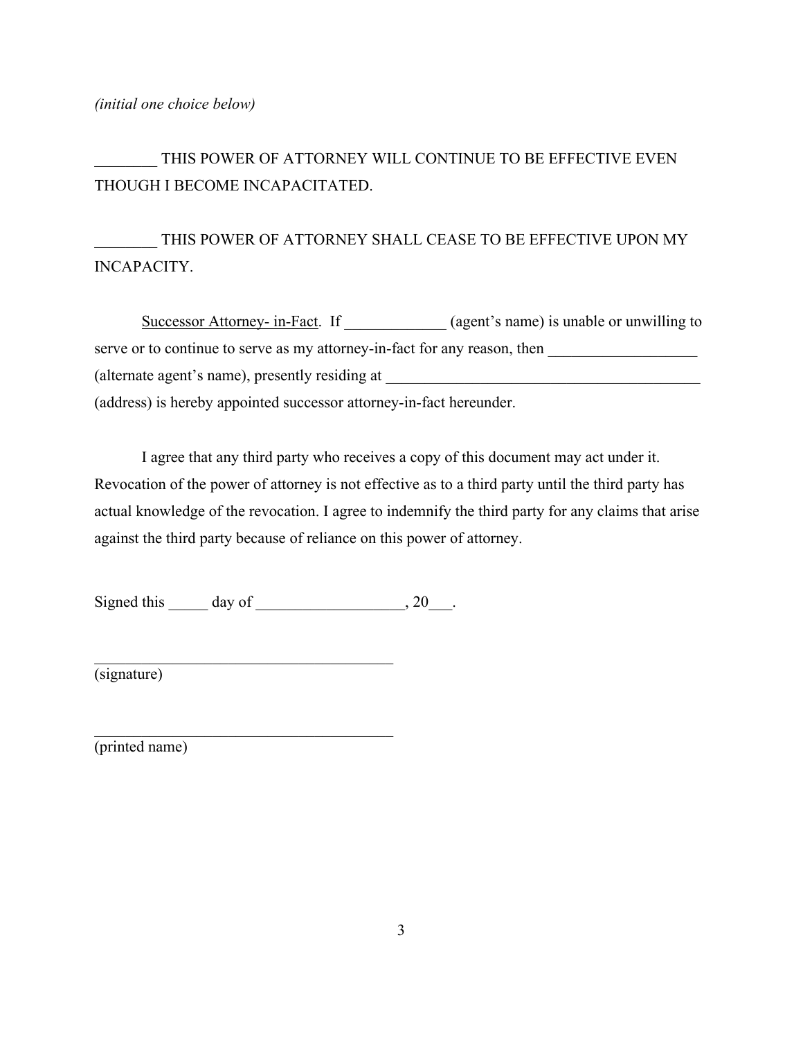*(initial one choice below)*

________ THIS POWER OF ATTORNEY WILL CONTINUE TO BE EFFECTIVE EVEN THOUGH I BECOME INCAPACITATED.

________ THIS POWER OF ATTORNEY SHALL CEASE TO BE EFFECTIVE UPON MY INCAPACITY.

Successor Attorney- in-Fact. If _____________ (agent's name) is unable or unwilling to serve or to continue to serve as my attorney-in-fact for any reason, then ___________________ (alternate agent's name), presently residing at _________________________________________ (address) is hereby appointed successor attorney-in-fact hereunder.

I agree that any third party who receives a copy of this document may act under it. Revocation of the power of attorney is not effective as to a third party until the third party has actual knowledge of the revocation. I agree to indemnify the third party for any claims that arise against the third party because of reliance on this power of attorney.

Signed this _____ day of ___________________, 20___.

_______________________________________
(signature)

_______________________________________
(printed name)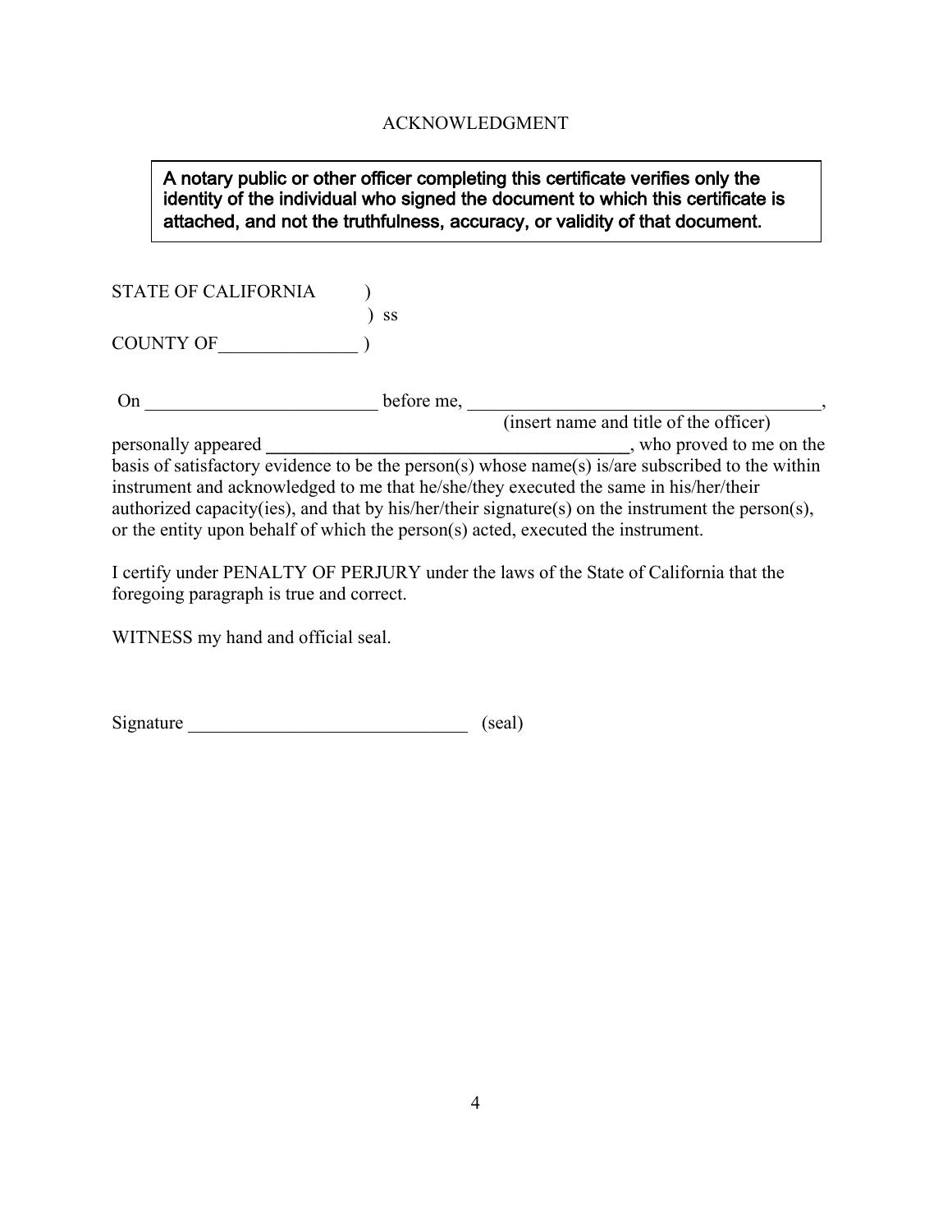# ACKNOWLEDGMENT

> **A notary public or other officer completing this certificate verifies only the identity of the individual who signed the document to which this certificate is attached, and not the truthfulness, accuracy, or validity of that document.**

STATE OF CALIFORNIA )
) ss
COUNTY OF_______________ )

On ________________________ before me, _____________________________________,
(insert name and title of the officer)
personally appeared ________________________________________, who proved to me on the basis of satisfactory evidence to be the person(s) whose name(s) is/are subscribed to the within instrument and acknowledged to me that he/she/they executed the same in his/her/their authorized capacity(ies), and that by his/her/their signature(s) on the instrument the person(s), or the entity upon behalf of which the person(s) acted, executed the instrument.

I certify under PENALTY OF PERJURY under the laws of the State of California that the foregoing paragraph is true and correct.

WITNESS my hand and official seal.

Signature ______________________________ (seal)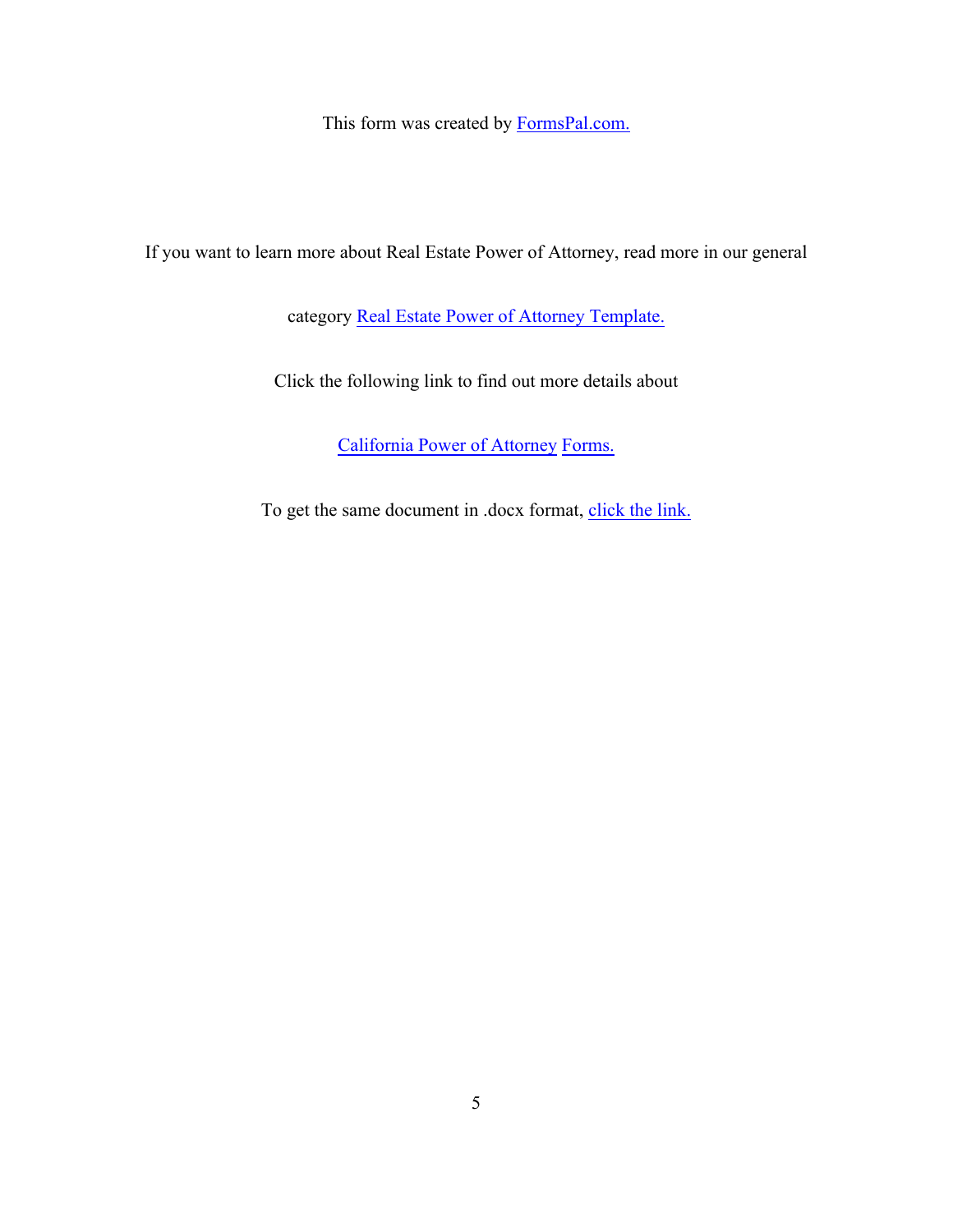This form was created by FormsPal.com.

If you want to learn more about Real Estate Power of Attorney, read more in our general category Real Estate Power of Attorney Template.

Click the following link to find out more details about

California Power of Attorney Forms.

To get the same document in .docx format, click the link.